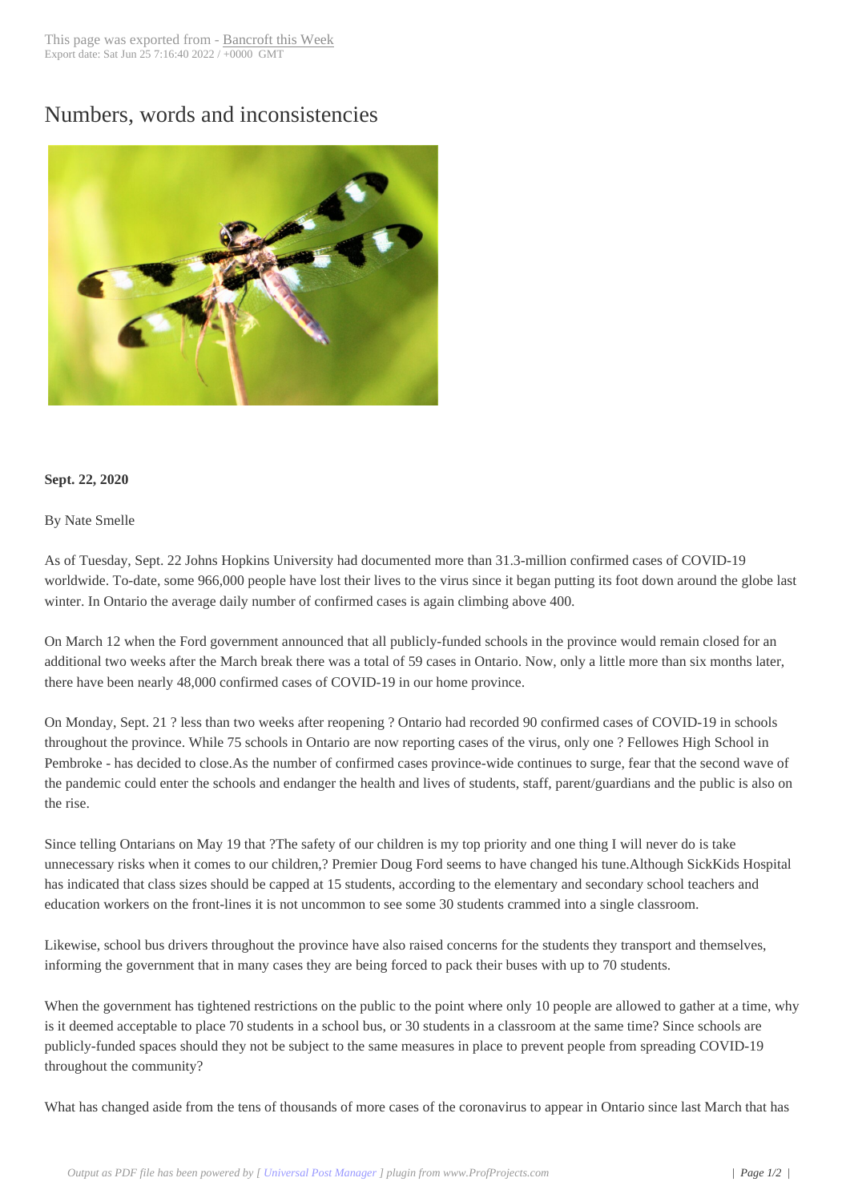# Numbers, words and inconsistencies

**Sept. 22, 2020**

By Nate Smelle

As of Tuesday, Sept. 22 Johns Hopkins University had documented more than 31.3-million confirmed cases of COVID-19 worldwide. To-date, some 966,000 people have lost their lives to the virus since it began putting its foot down around the globe last winter. In Ontario the average daily number of confirmed cases is again climbing above 400.

On March 12 when the Ford government announced that all publicly-funded schools in the province would remain closed for an additional two weeks after the March break there was a total of 59 cases in Ontario. Now, only a little more than six months later, there have been nearly 48,000 confirmed cases of COVID-19 in our home province.

On Monday, Sept. 21 ? less than two weeks after reopening ? Ontario had recorded 90 confirmed cases of COVID-19 in schools throughout the province. While 75 schools in Ontario are now reporting cases of the virus, only one ? Fellowes High School in Pembroke - has decided to close.As the number of confirmed cases province-wide continues to surge, fear that the second wave of the pandemic could enter the schools and endanger the health and lives of students, staff, parent/guardians and the public is also on the rise.

Since telling Ontarians on May 19 that ?The safety of our children is my top priority and one thing I will never do is take unnecessary risks when it comes to our children,? Premier Doug Ford seems to have changed his tune.Although SickKids Hospital has indicated that class sizes should be capped at 15 students, according to the elementary and secondary school teachers and education workers on the front-lines it is not uncommon to see some 30 students crammed into a single classroom.

Likewise, school bus drivers throughout the province have also raised concerns for the students they transport and themselves, informing the government that in many cases they are being forced to pack their buses with up to 70 students.

When the government has tightened restrictions on the public to the point where only 10 people are allowed to gather at a time, why is it deemed acceptable to place 70 students in a school bus, or 30 students in a classroom at the same time? Since schools are publicly-funded spaces should they not be subject to the same measures in place to prevent people from spreading COVID-19 throughout the community?

What has changed aside from the tens of thousands of more cases of the coronavirus to appear in Ontario since last March that has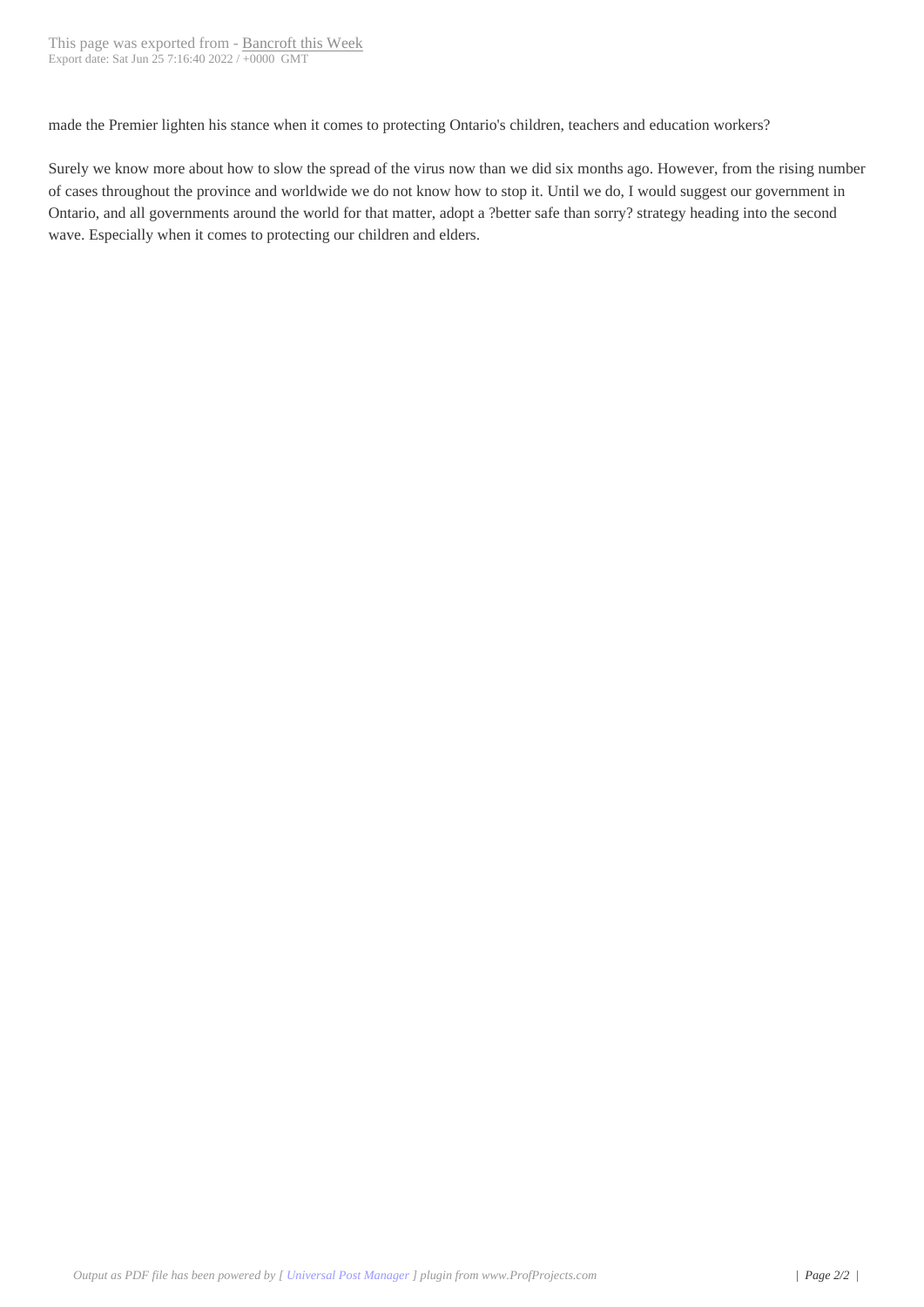made the Premier lighten his stance when it comes to protecting Ontario's children, teachers and education workers?

Surely we know more about how to slow the spread of the virus now than we did six months ago. However, from the rising number of cases throughout the province and worldwide we do not know how to stop it. Until we do, I would suggest our government in Ontario, and all governments around the world for that matter, adopt a ?better safe than sorry? strategy heading into the second wave. Especially when it comes to protecting our children and elders.